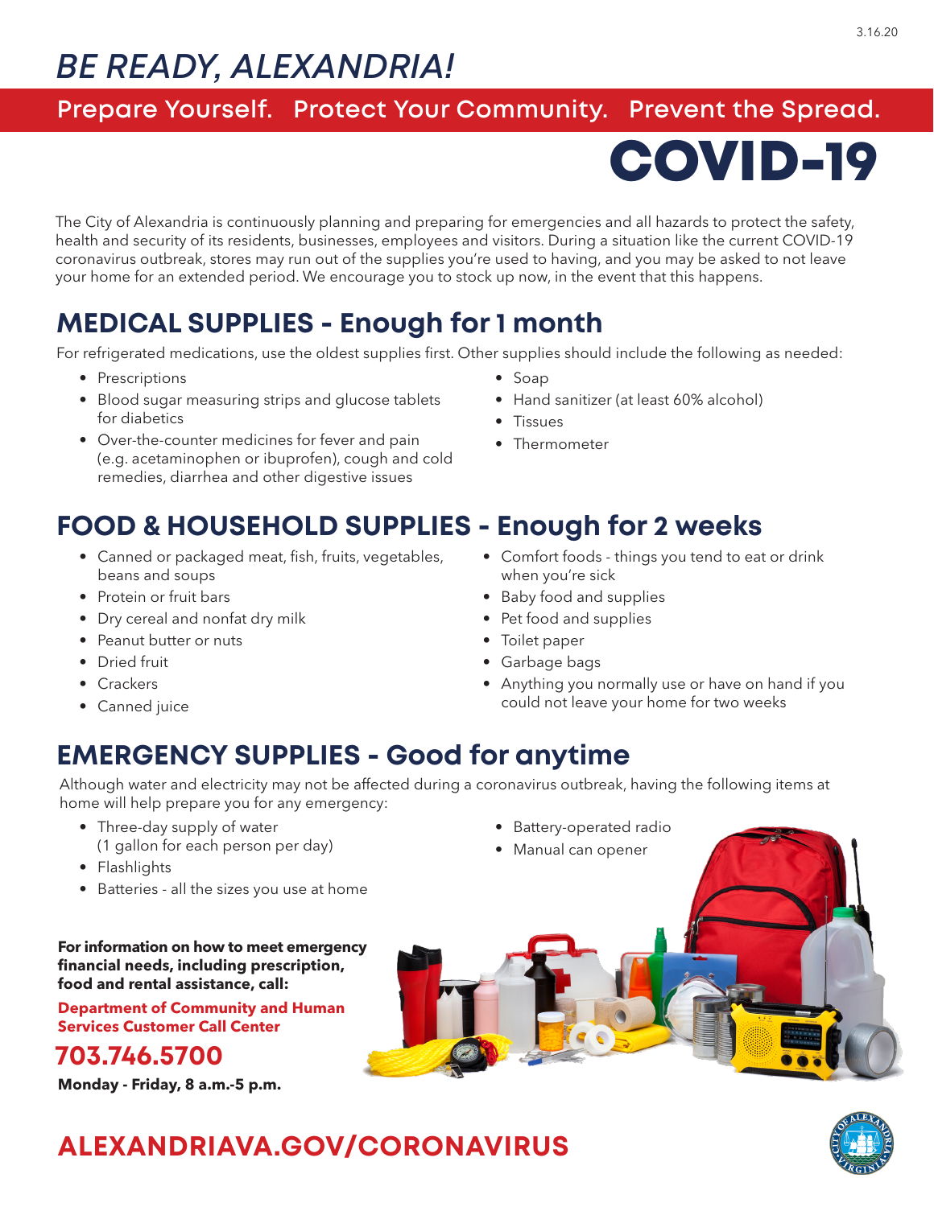3.16.20

# *BE READY, ALEXANDRIA!*

**Prepare Yourself. Protect Your Community. Prevent the Spread.**

# COVID-19

The City of Alexandria is continuously planning and preparing for emergencies and all hazards to protect the safety, health and security of its residents, businesses, employees and visitors. During a situation like the current COVID-19 coronavirus outbreak, stores may run out of the supplies you're used to having, and you may be asked to not leave your home for an extended period. We encourage you to stock up now, in the event that this happens.

## MEDICAL SUPPLIES - Enough for 1 month

For refrigerated medications, use the oldest supplies first. Other supplies should include the following as needed:

- Prescriptions
- Blood sugar measuring strips and glucose tablets for diabetics
- Over-the-counter medicines for fever and pain (e.g. acetaminophen or ibuprofen), cough and cold remedies, diarrhea and other digestive issues
- Soap
- Hand sanitizer (at least 60% alcohol)
- Tissues
- Thermometer

## FOOD & HOUSEHOLD SUPPLIES - Enough for 2 weeks

- Canned or packaged meat, fish, fruits, vegetables, beans and soups
- Protein or fruit bars
- Dry cereal and nonfat dry milk
- Peanut butter or nuts
- Dried fruit
- Crackers
- Canned juice
- Comfort foods - things you tend to eat or drink when you're sick
- Baby food and supplies
- Pet food and supplies
- Toilet paper
- Garbage bags
- Anything you normally use or have on hand if you could not leave your home for two weeks

## EMERGENCY SUPPLIES - Good for anytime

Although water and electricity may not be affected during a coronavirus outbreak, having the following items at home will help prepare you for any emergency:

- Three-day supply of water (1 gallon for each person per day)
- Flashlights
- Batteries - all the sizes you use at home
- Battery-operated radio
- Manual can opener

**For information on how to meet emergency financial needs, including prescription, food and rental assistance, call:**

**Department of Community and Human Services Customer Call Center**

## 703.746.5700

**Monday - Friday, 8 a.m.-5 p.m.**

## ALEXANDRIAVA.GOV/CORONAVIRUS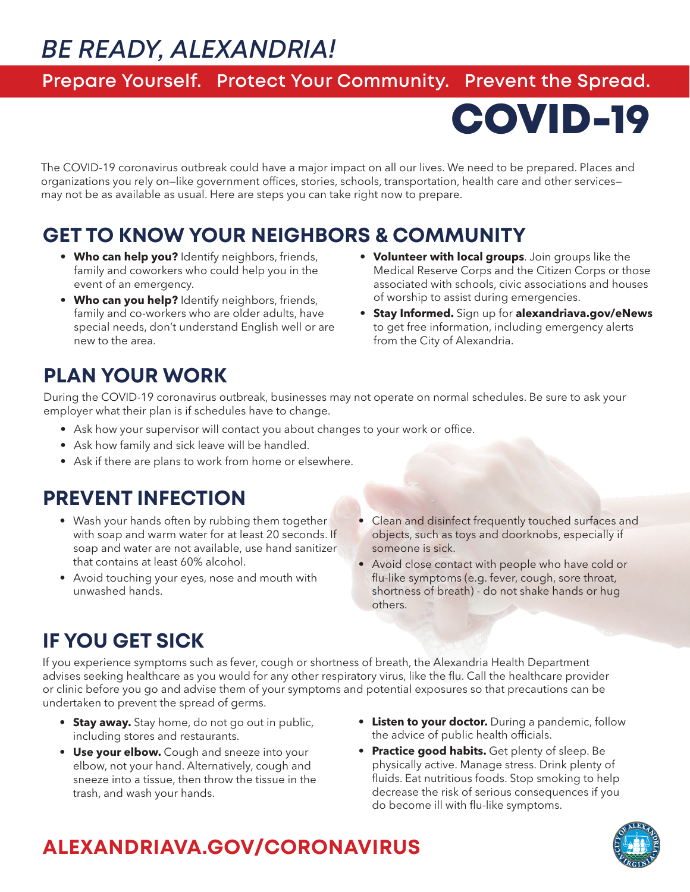# *BE READY, ALEXANDRIA!*

**Prepare Yourself. Protect Your Community. Prevent the Spread.**

# COVID-19

The COVID-19 coronavirus outbreak could have a major impact on all our lives. We need to be prepared. Places and organizations you rely on—like government offices, stories, schools, transportation, health care and other services—may not be as available as usual. Here are steps you can take right now to prepare.

## GET TO KNOW YOUR NEIGHBORS & COMMUNITY

- **Who can help you?** Identify neighbors, friends, family and coworkers who could help you in the event of an emergency.
- **Who can you help?** Identify neighbors, friends, family and co-workers who are older adults, have special needs, don't understand English well or are new to the area.
- **Volunteer with local groups**. Join groups like the Medical Reserve Corps and the Citizen Corps or those associated with schools, civic associations and houses of worship to assist during emergencies.
- **Stay Informed.** Sign up for **alexandriava.gov/eNews** to get free information, including emergency alerts from the City of Alexandria.

## PLAN YOUR WORK

During the COVID-19 coronavirus outbreak, businesses may not operate on normal schedules. Be sure to ask your employer what their plan is if schedules have to change.

- Ask how your supervisor will contact you about changes to your work or office.
- Ask how family and sick leave will be handled.
- Ask if there are plans to work from home or elsewhere.

## PREVENT INFECTION

- Wash your hands often by rubbing them together with soap and warm water for at least 20 seconds. If soap and water are not available, use hand sanitizer that contains at least 60% alcohol.
- Avoid touching your eyes, nose and mouth with unwashed hands.
- Clean and disinfect frequently touched surfaces and objects, such as toys and doorknobs, especially if someone is sick.
- Avoid close contact with people who have cold or flu-like symptoms (e.g. fever, cough, sore throat, shortness of breath) - do not shake hands or hug others.

## IF YOU GET SICK

If you experience symptoms such as fever, cough or shortness of breath, the Alexandria Health Department advises seeking healthcare as you would for any other respiratory virus, like the flu. Call the healthcare provider or clinic before you go and advise them of your symptoms and potential exposures so that precautions can be undertaken to prevent the spread of germs.

- **Stay away.** Stay home, do not go out in public, including stores and restaurants.
- **Use your elbow.** Cough and sneeze into your elbow, not your hand. Alternatively, cough and sneeze into a tissue, then throw the tissue in the trash, and wash your hands.
- **Listen to your doctor.** During a pandemic, follow the advice of public health officials.
- **Practice good habits.** Get plenty of sleep. Be physically active. Manage stress. Drink plenty of fluids. Eat nutritious foods. Stop smoking to help decrease the risk of serious consequences if you do become ill with flu-like symptoms.

## ALEXANDRIAVA.GOV/CORONAVIRUS